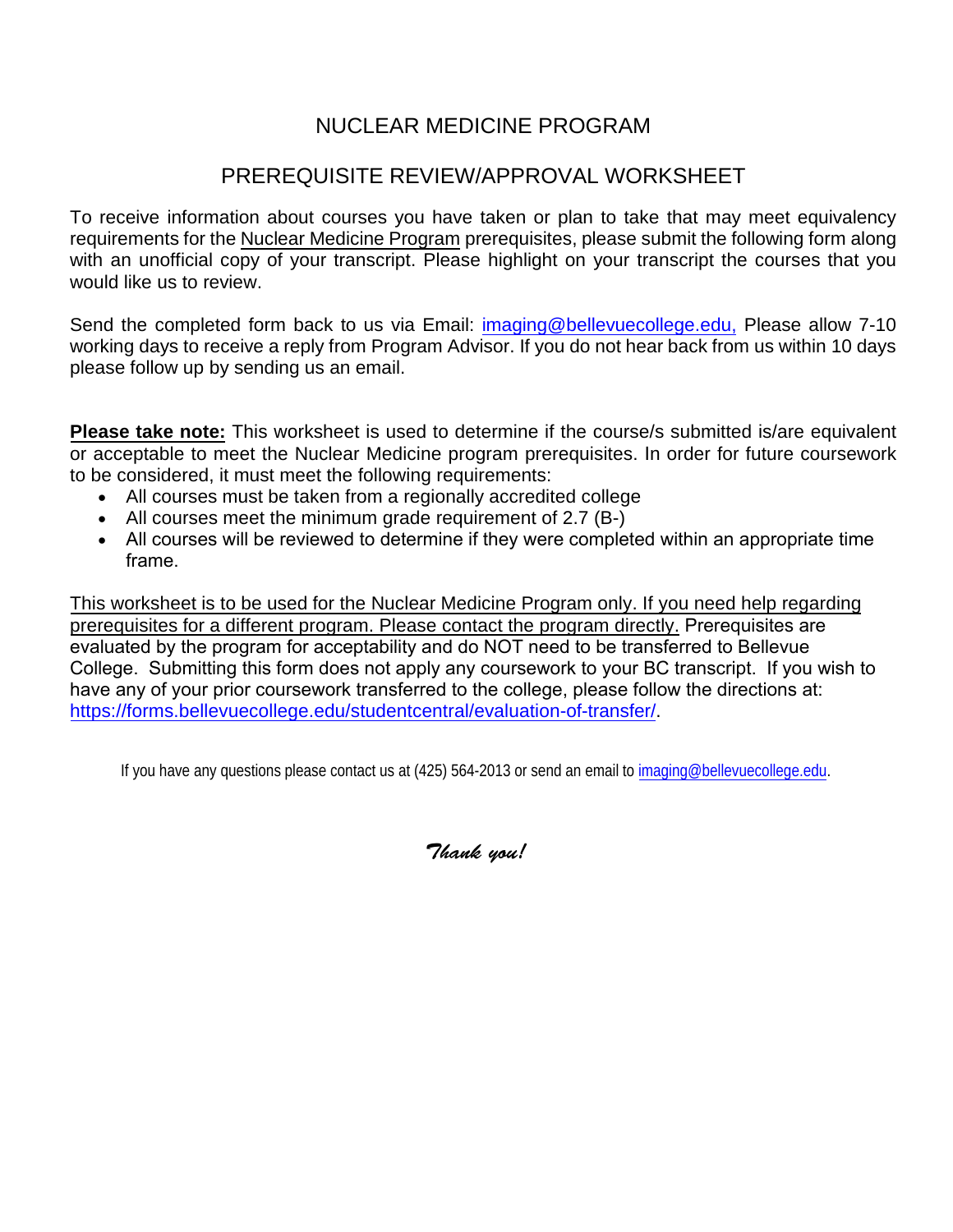# NUCLEAR MEDICINE PROGRAM

## PREREQUISITE REVIEW/APPROVAL WORKSHEET

To receive information about courses you have taken or plan to take that may meet equivalency requirements for the Nuclear Medicine Program prerequisites, please submit the following form along with an unofficial copy of your transcript. Please highlight on your transcript the courses that you would like us to review.

Send the completed form back to us via Email: imaging@bellevuecollege.edu, Please allow 7-10 working days to receive a reply from Program Advisor. If you do not hear back from us within 10 days please follow up by sending us an email.

**Please take note:** This worksheet is used to determine if the course/s submitted is/are equivalent or acceptable to meet the Nuclear Medicine program prerequisites. In order for future coursework to be considered, it must meet the following requirements:

- All courses must be taken from a regionally accredited college
- All courses meet the minimum grade requirement of 2.7 (B-)
- All courses will be reviewed to determine if they were completed within an appropriate time frame.

This worksheet is to be used for the Nuclear Medicine Program only. If you need help regarding prerequisites for a different program. Please contact the program directly. Prerequisites are evaluated by the program for acceptability and do NOT need to be transferred to Bellevue College. Submitting this form does not apply any coursework to your BC transcript. If you wish to have any of your prior coursework transferred to the college, please follow the directions at: https://forms.bellevuecollege.edu/studentcentral/evaluation-of-transfer/.

If you have any questions please contact us at (425) 564-2013 or send an email to imaging@bellevuecollege.edu.

*Thank you!*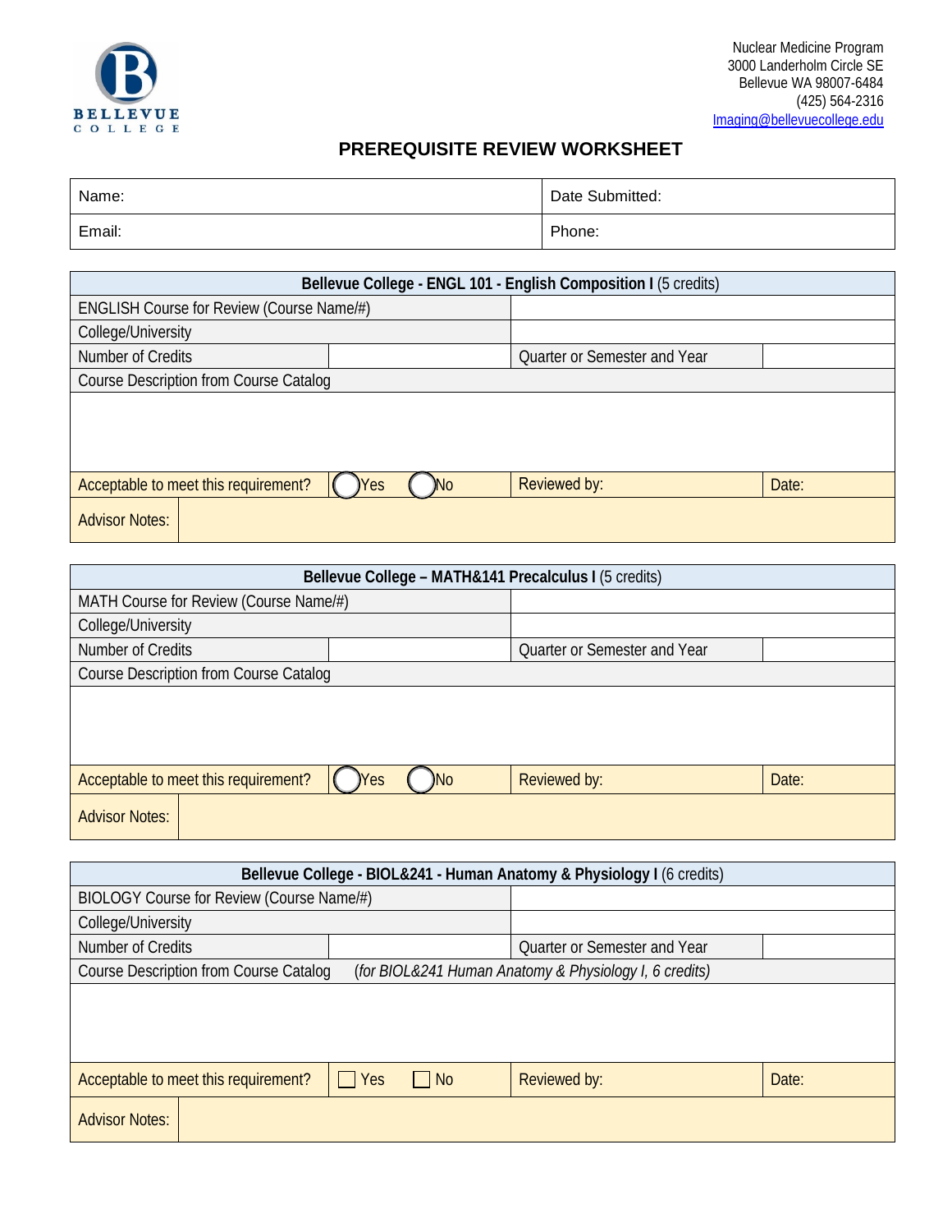Nuclear Medicine Program
3000 Landerholm Circle SE
Bellevue WA 98007-6484
(425) 564-2316
Imaging@bellevuecollege.edu

## PREREQUISITE REVIEW WORKSHEET

| Name: | Date Submitted: |
|---|---|
| Email: | Phone: |

| **Bellevue College - ENGL 101 - English Composition I** (5 credits) | | | |
|---|---|---|---|
| ENGLISH Course for Review (Course Name/#) | | | |
| College/University | | | |
| Number of Credits | | Quarter or Semester and Year | |
| Course Description from Course Catalog | | | |
| | | | |
| Acceptable to meet this requirement? | ◯ Yes ◯ No | Reviewed by: | Date: |
| Advisor Notes: | | | |

| **Bellevue College – MATH&141 Precalculus I** (5 credits) | | | |
|---|---|---|---|
| MATH Course for Review (Course Name/#) | | | |
| College/University | | | |
| Number of Credits | | Quarter or Semester and Year | |
| Course Description from Course Catalog | | | |
| | | | |
| Acceptable to meet this requirement? | ◯ Yes ◯ No | Reviewed by: | Date: |
| Advisor Notes: | | | |

| **Bellevue College - BIOL&241 - Human Anatomy & Physiology I** (6 credits) | | | |
|---|---|---|---|
| BIOLOGY Course for Review (Course Name/#) | | | |
| College/University | | | |
| Number of Credits | | Quarter or Semester and Year | |
| Course Description from Course Catalog | *(for BIOL&241 Human Anatomy & Physiology I, 6 credits)* | | |
| | | | |
| Acceptable to meet this requirement? | ☐ Yes ☐ No | Reviewed by: | Date: |
| Advisor Notes: | | | |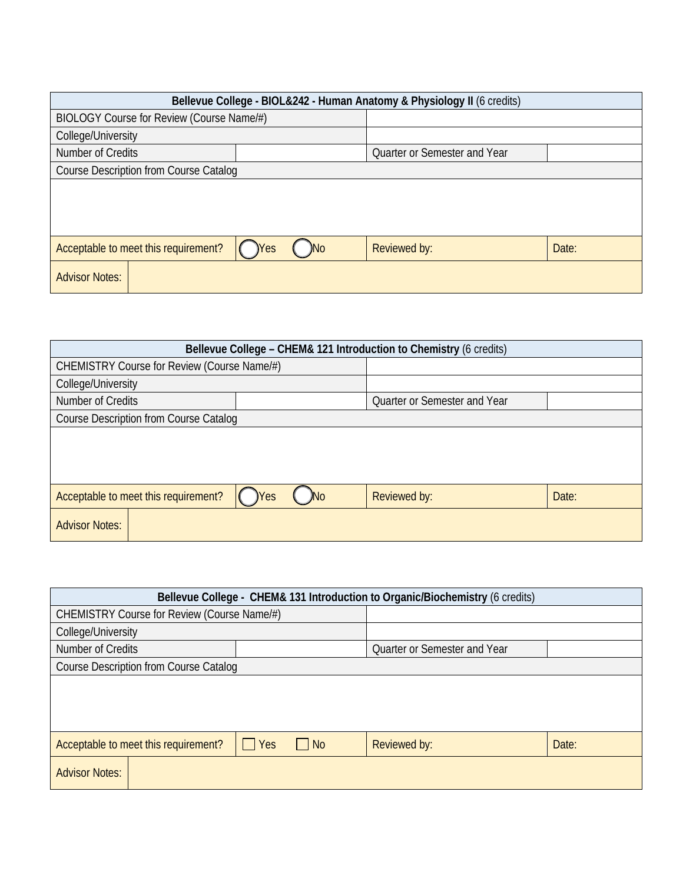| **Bellevue College - BIOL&242 - Human Anatomy & Physiology II** (6 credits) | | | |
|---|---|---|---|
| BIOLOGY Course for Review (Course Name/#) | | | |
| College/University | | | |
| Number of Credits | | Quarter or Semester and Year | |
| Course Description from Course Catalog | | | |
| | | | |
| Acceptable to meet this requirement? | ◯ Yes ◯ No | Reviewed by: | Date: |
| Advisor Notes: | | | |

| **Bellevue College – CHEM& 121 Introduction to Chemistry** (6 credits) | | | |
|---|---|---|---|
| CHEMISTRY Course for Review (Course Name/#) | | | |
| College/University | | | |
| Number of Credits | | Quarter or Semester and Year | |
| Course Description from Course Catalog | | | |
| | | | |
| Acceptable to meet this requirement? | ◯ Yes ◯ No | Reviewed by: | Date: |
| Advisor Notes: | | | |

| **Bellevue College - CHEM& 131 Introduction to Organic/Biochemistry** (6 credits) | | | |
|---|---|---|---|
| CHEMISTRY Course for Review (Course Name/#) | | | |
| College/University | | | |
| Number of Credits | | Quarter or Semester and Year | |
| Course Description from Course Catalog | | | |
| | | | |
| Acceptable to meet this requirement? | ☐ Yes ☐ No | Reviewed by: | Date: |
| Advisor Notes: | | | |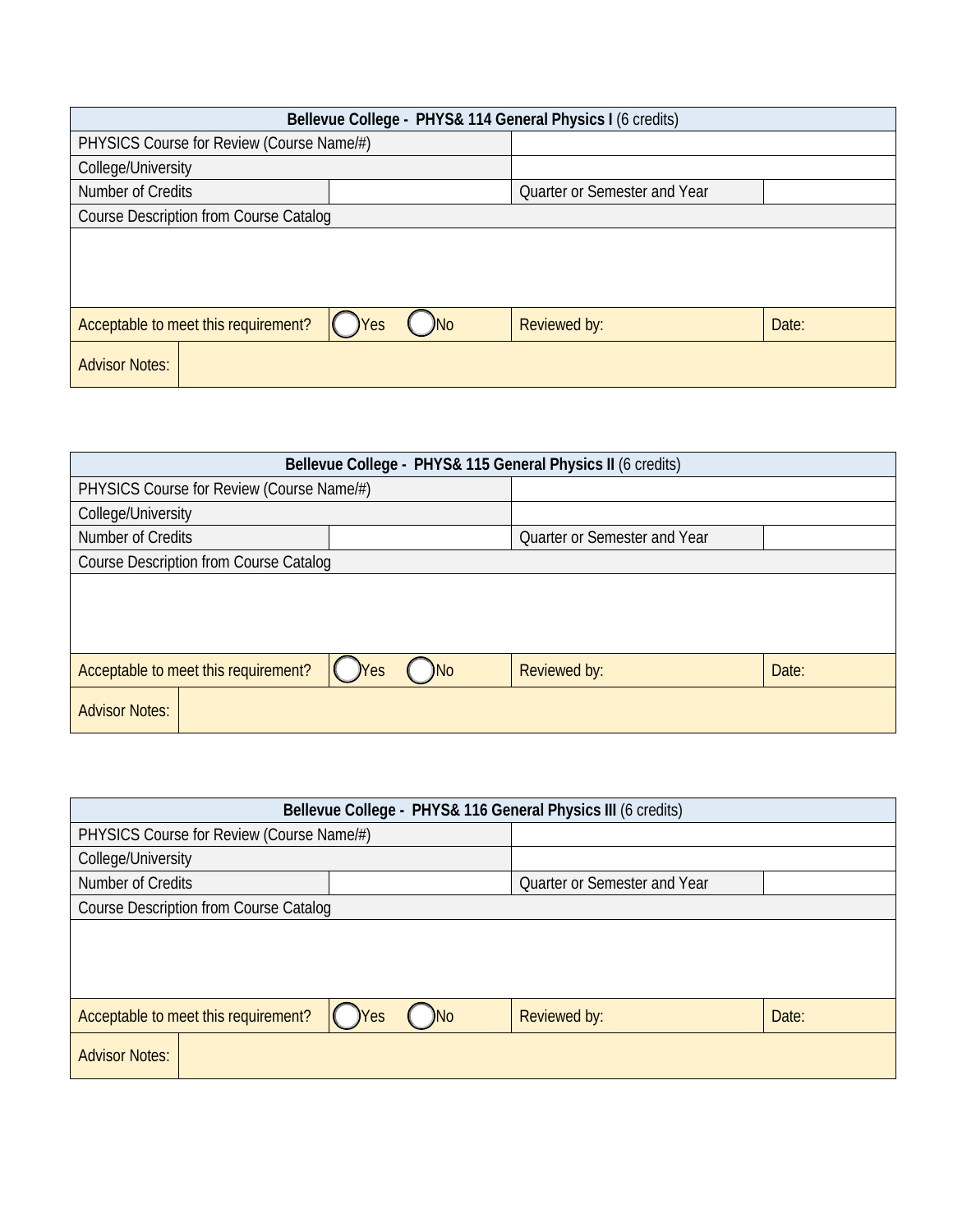| **Bellevue College - PHYS& 114 General Physics I** (6 credits) | | | |
|---|---|---|---|
| PHYSICS Course for Review (Course Name/#) | | | |
| College/University | | | |
| Number of Credits | | Quarter or Semester and Year | |
| Course Description from Course Catalog | | | |
| | | | |
| Acceptable to meet this requirement? | ◯ Yes ◯ No | Reviewed by: | Date: |
| Advisor Notes: | | | |

| **Bellevue College - PHYS& 115 General Physics II** (6 credits) | | | |
|---|---|---|---|
| PHYSICS Course for Review (Course Name/#) | | | |
| College/University | | | |
| Number of Credits | | Quarter or Semester and Year | |
| Course Description from Course Catalog | | | |
| | | | |
| Acceptable to meet this requirement? | ◯ Yes ◯ No | Reviewed by: | Date: |
| Advisor Notes: | | | |

| **Bellevue College - PHYS& 116 General Physics III** (6 credits) | | | |
|---|---|---|---|
| PHYSICS Course for Review (Course Name/#) | | | |
| College/University | | | |
| Number of Credits | | Quarter or Semester and Year | |
| Course Description from Course Catalog | | | |
| | | | |
| Acceptable to meet this requirement? | ◯ Yes ◯ No | Reviewed by: | Date: |
| Advisor Notes: | | | |